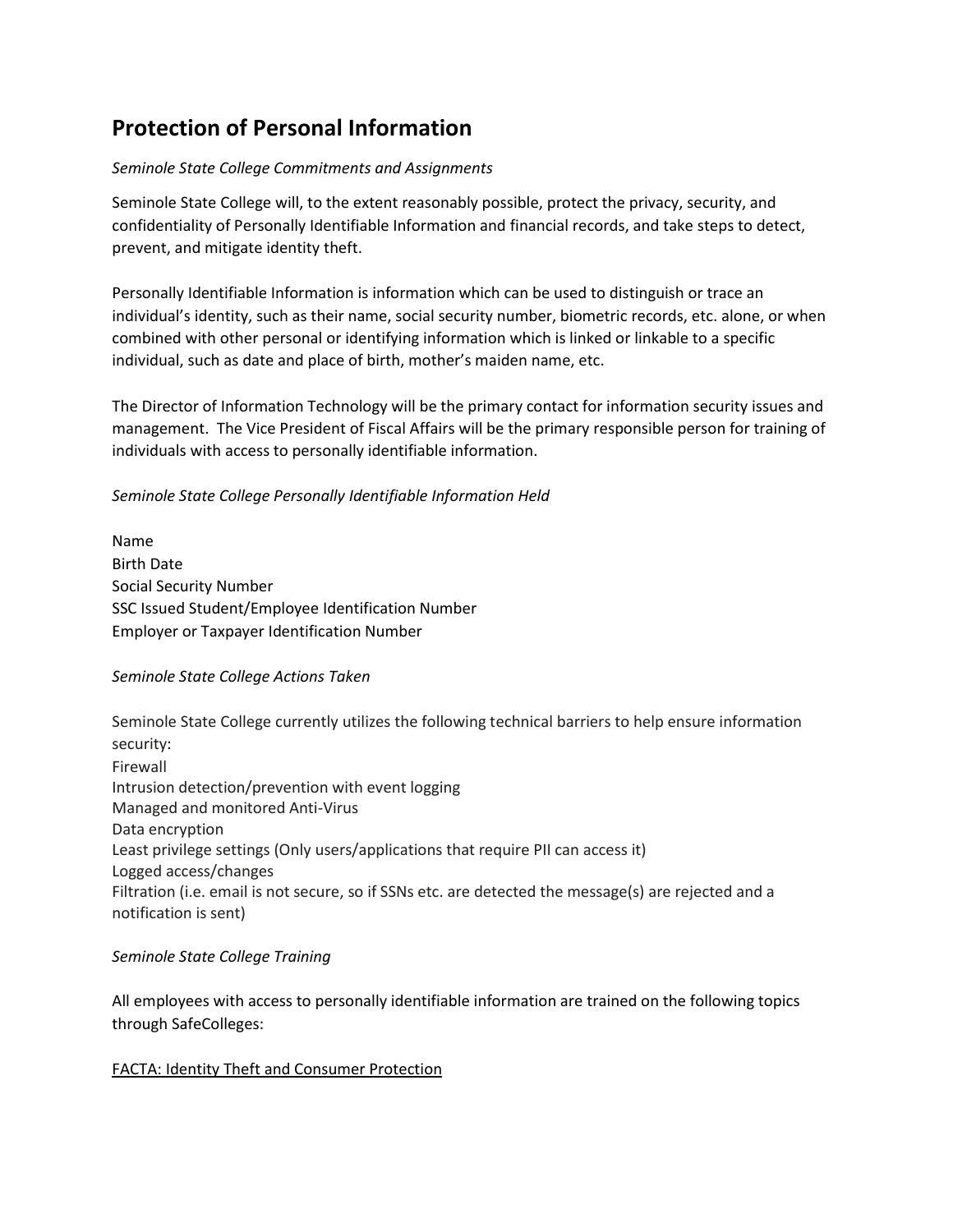# Protection of Personal Information

*Seminole State College Commitments and Assignments*

Seminole State College will, to the extent reasonably possible, protect the privacy, security, and confidentiality of Personally Identifiable Information and financial records, and take steps to detect, prevent, and mitigate identity theft.

Personally Identifiable Information is information which can be used to distinguish or trace an individual's identity, such as their name, social security number, biometric records, etc. alone, or when combined with other personal or identifying information which is linked or linkable to a specific individual, such as date and place of birth, mother's maiden name, etc.

The Director of Information Technology will be the primary contact for information security issues and management. The Vice President of Fiscal Affairs will be the primary responsible person for training of individuals with access to personally identifiable information.

*Seminole State College Personally Identifiable Information Held*

Name
Birth Date
Social Security Number
SSC Issued Student/Employee Identification Number
Employer or Taxpayer Identification Number

*Seminole State College Actions Taken*

Seminole State College currently utilizes the following technical barriers to help ensure information security:
Firewall
Intrusion detection/prevention with event logging
Managed and monitored Anti-Virus
Data encryption
Least privilege settings (Only users/applications that require PII can access it)
Logged access/changes
Filtration (i.e. email is not secure, so if SSNs etc. are detected the message(s) are rejected and a notification is sent)

*Seminole State College Training*

All employees with access to personally identifiable information are trained on the following topics through SafeColleges:

<u>FACTA: Identity Theft and Consumer Protection</u>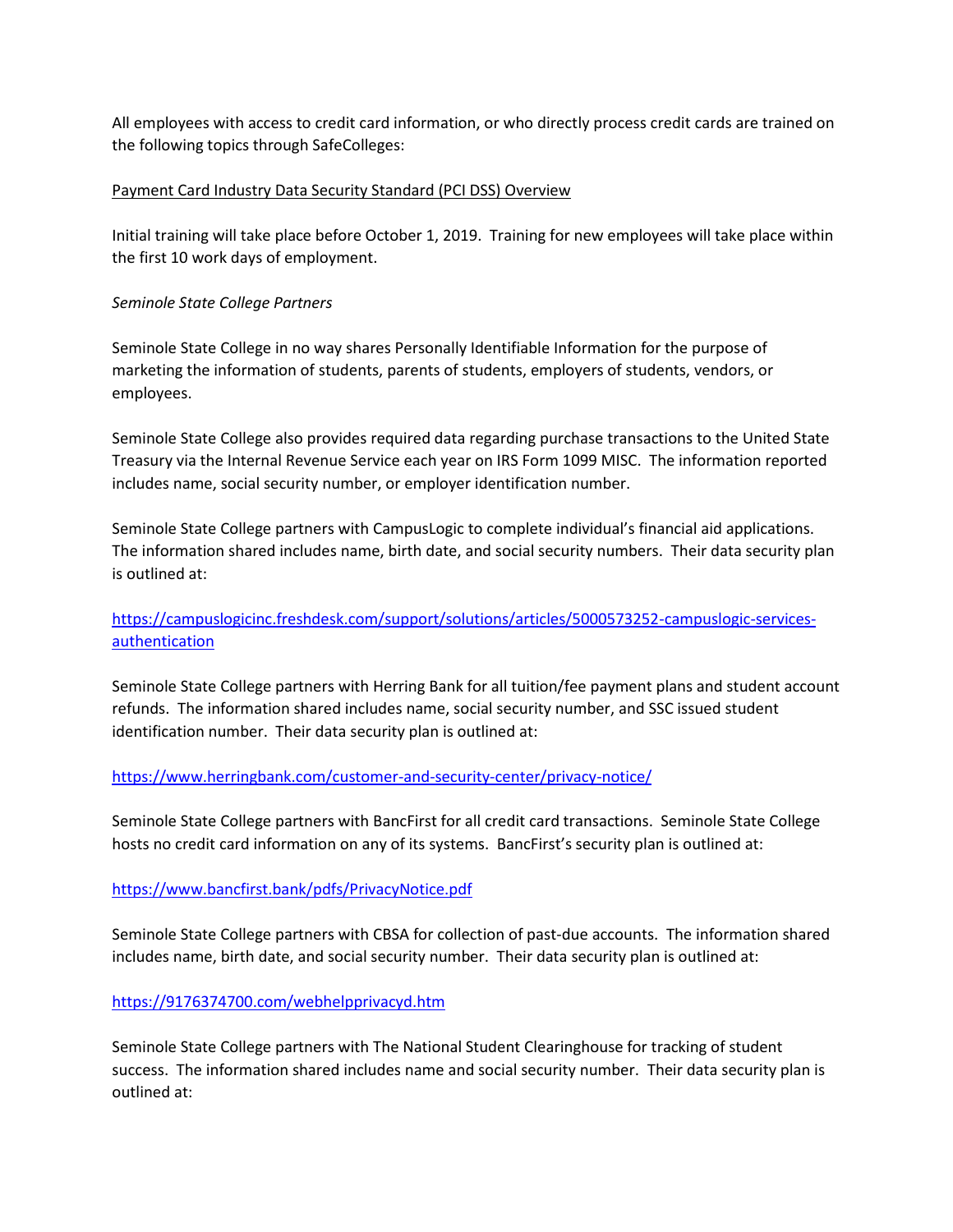All employees with access to credit card information, or who directly process credit cards are trained on the following topics through SafeColleges:

<u>Payment Card Industry Data Security Standard (PCI DSS) Overview</u>

Initial training will take place before October 1, 2019. Training for new employees will take place within the first 10 work days of employment.

*Seminole State College Partners*

Seminole State College in no way shares Personally Identifiable Information for the purpose of marketing the information of students, parents of students, employers of students, vendors, or employees.

Seminole State College also provides required data regarding purchase transactions to the United State Treasury via the Internal Revenue Service each year on IRS Form 1099 MISC. The information reported includes name, social security number, or employer identification number.

Seminole State College partners with CampusLogic to complete individual's financial aid applications. The information shared includes name, birth date, and social security numbers. Their data security plan is outlined at:

[https://campuslogicinc.freshdesk.com/support/solutions/articles/5000573252-campuslogic-services-authentication](https://campuslogicinc.freshdesk.com/support/solutions/articles/5000573252-campuslogic-services-authentication)

Seminole State College partners with Herring Bank for all tuition/fee payment plans and student account refunds. The information shared includes name, social security number, and SSC issued student identification number. Their data security plan is outlined at:

[https://www.herringbank.com/customer-and-security-center/privacy-notice/](https://www.herringbank.com/customer-and-security-center/privacy-notice/)

Seminole State College partners with BancFirst for all credit card transactions. Seminole State College hosts no credit card information on any of its systems. BancFirst's security plan is outlined at:

[https://www.bancfirst.bank/pdfs/PrivacyNotice.pdf](https://www.bancfirst.bank/pdfs/PrivacyNotice.pdf)

Seminole State College partners with CBSA for collection of past-due accounts. The information shared includes name, birth date, and social security number. Their data security plan is outlined at:

[https://9176374700.com/webhelpprivacyd.htm](https://9176374700.com/webhelpprivacyd.htm)

Seminole State College partners with The National Student Clearinghouse for tracking of student success. The information shared includes name and social security number. Their data security plan is outlined at: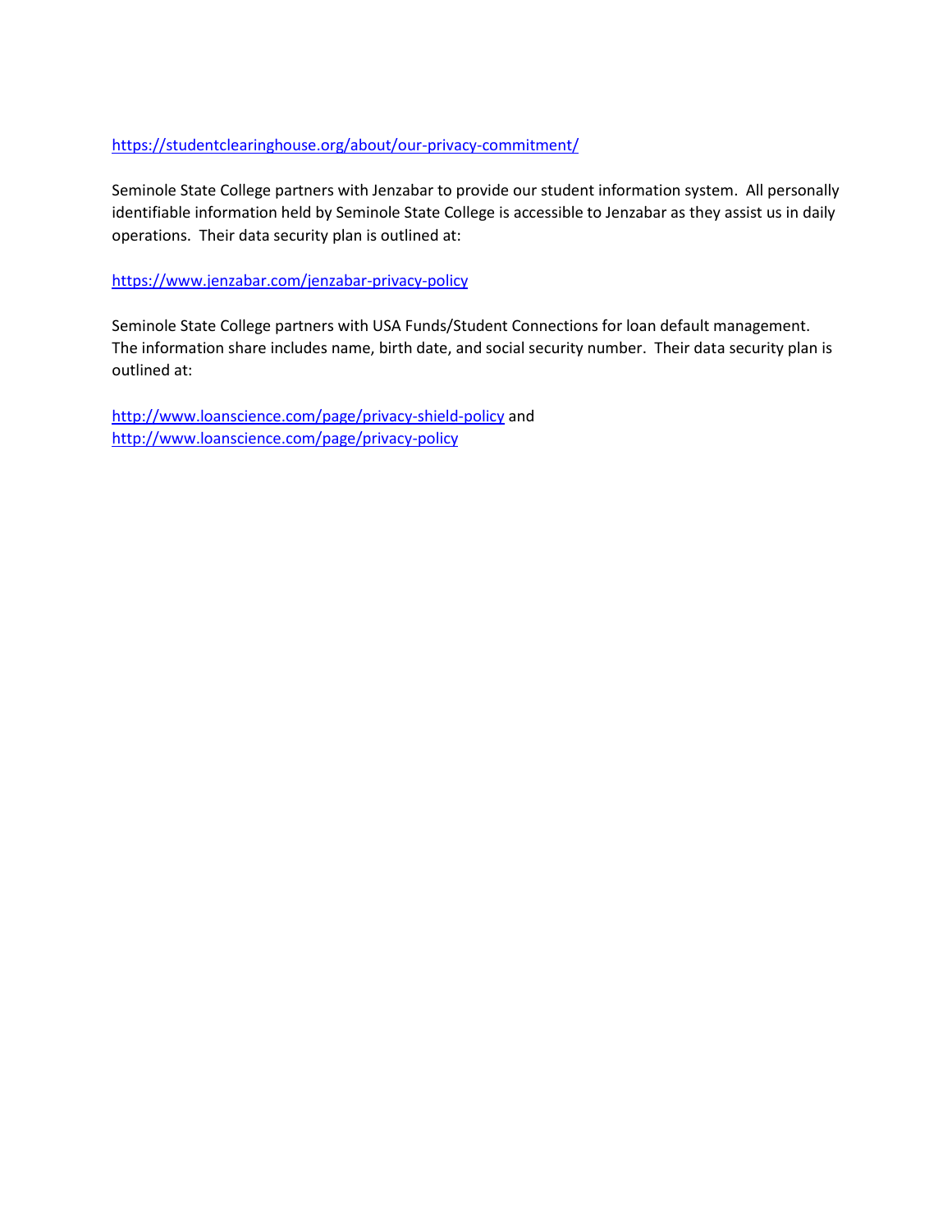https://studentclearinghouse.org/about/our-privacy-commitment/

Seminole State College partners with Jenzabar to provide our student information system. All personally identifiable information held by Seminole State College is accessible to Jenzabar as they assist us in daily operations. Their data security plan is outlined at:

https://www.jenzabar.com/jenzabar-privacy-policy

Seminole State College partners with USA Funds/Student Connections for loan default management. The information share includes name, birth date, and social security number. Their data security plan is outlined at:

http://www.loanscience.com/page/privacy-shield-policy and
http://www.loanscience.com/page/privacy-policy